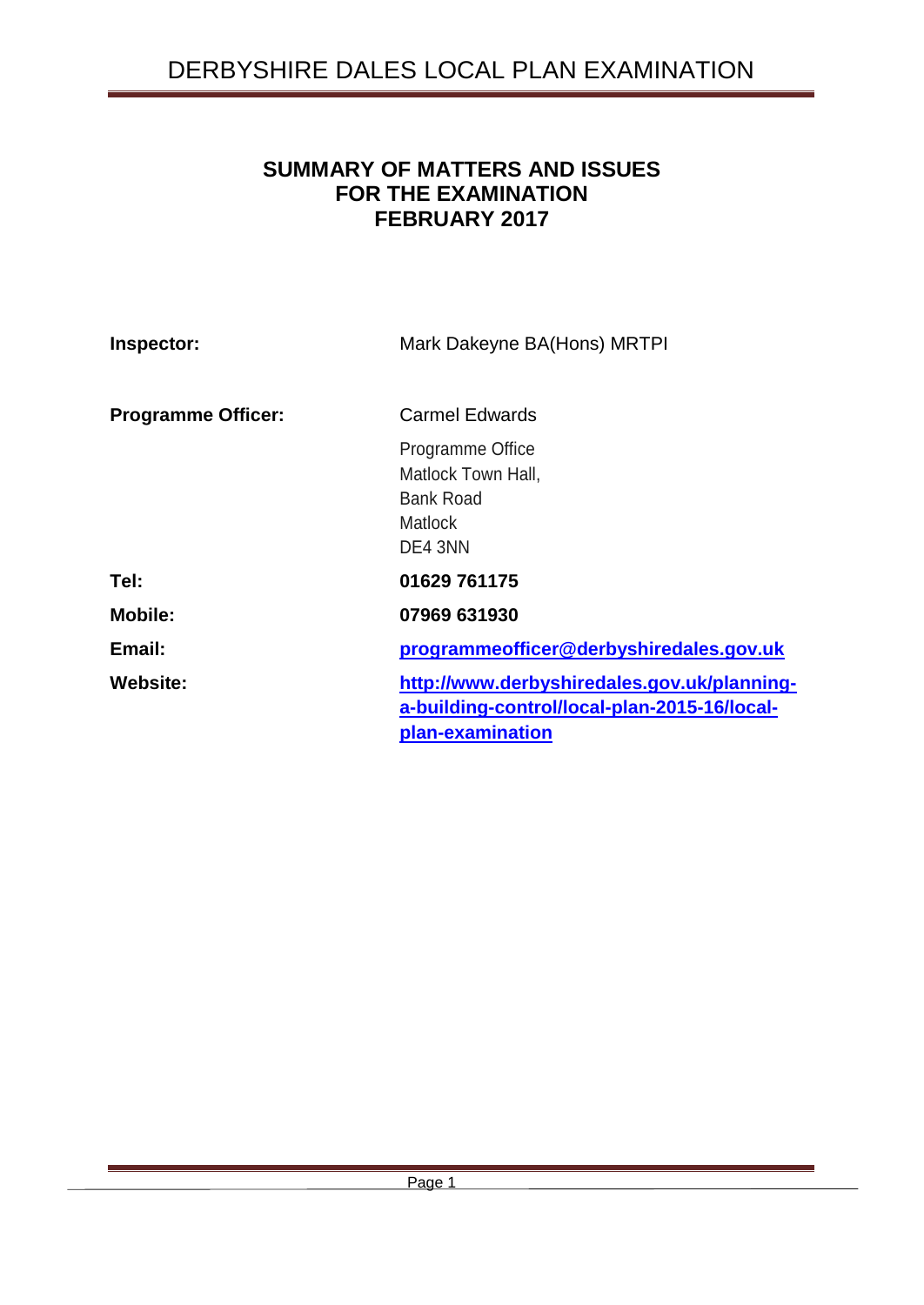# SUMMARY OF MATTERS AND ISSUES FOR THE EXAMINATION FEBRUARY 2017

| | |
|---|---|
| **Inspector:** | Mark Dakeyne BA(Hons) MRTPI |
| **Programme Officer:** | Carmel Edwards<br>Programme Office<br>Matlock Town Hall,<br>Bank Road<br>Matlock<br>DE4 3NN |
| **Tel:** | **01629 761175** |
| **Mobile:** | **07969 631930** |
| **Email:** | **programmeofficer@derbyshiredales.gov.uk** |
| **Website:** | **http://www.derbyshiredales.gov.uk/planning-a-building-control/local-plan-2015-16/local-plan-examination** |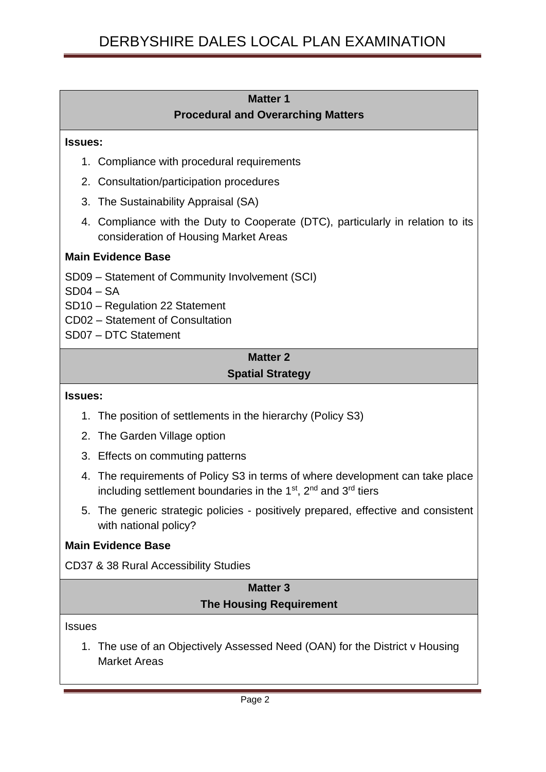## Matter 1
## Procedural and Overarching Matters

**Issues:**

1. Compliance with procedural requirements
2. Consultation/participation procedures
3. The Sustainability Appraisal (SA)
4. Compliance with the Duty to Cooperate (DTC), particularly in relation to its consideration of Housing Market Areas

**Main Evidence Base**

SD09 – Statement of Community Involvement (SCI)
SD04 – SA
SD10 – Regulation 22 Statement
CD02 – Statement of Consultation
SD07 – DTC Statement

## Matter 2
## Spatial Strategy

**Issues:**

1. The position of settlements in the hierarchy (Policy S3)
2. The Garden Village option
3. Effects on commuting patterns
4. The requirements of Policy S3 in terms of where development can take place including settlement boundaries in the 1st, 2nd and 3rd tiers
5. The generic strategic policies - positively prepared, effective and consistent with national policy?

**Main Evidence Base**

CD37 & 38 Rural Accessibility Studies

## Matter 3
## The Housing Requirement

Issues

1. The use of an Objectively Assessed Need (OAN) for the District v Housing Market Areas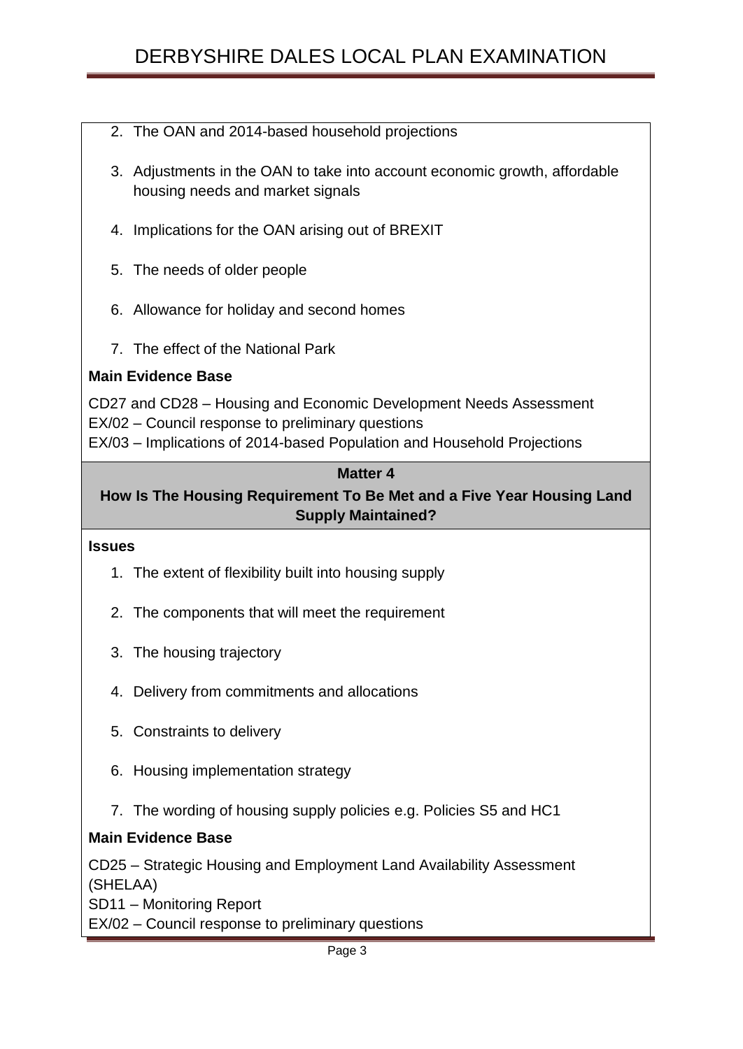2. The OAN and 2014-based household projections

3. Adjustments in the OAN to take into account economic growth, affordable housing needs and market signals

4. Implications for the OAN arising out of BREXIT

5. The needs of older people

6. Allowance for holiday and second homes

7. The effect of the National Park

**Main Evidence Base**

CD27 and CD28 – Housing and Economic Development Needs Assessment
EX/02 – Council response to preliminary questions
EX/03 – Implications of 2014-based Population and Household Projections

## Matter 4
## How Is The Housing Requirement To Be Met and a Five Year Housing Land Supply Maintained?

**Issues**

1. The extent of flexibility built into housing supply

2. The components that will meet the requirement

3. The housing trajectory

4. Delivery from commitments and allocations

5. Constraints to delivery

6. Housing implementation strategy

7. The wording of housing supply policies e.g. Policies S5 and HC1

**Main Evidence Base**

CD25 – Strategic Housing and Employment Land Availability Assessment (SHELAA)
SD11 – Monitoring Report
EX/02 – Council response to preliminary questions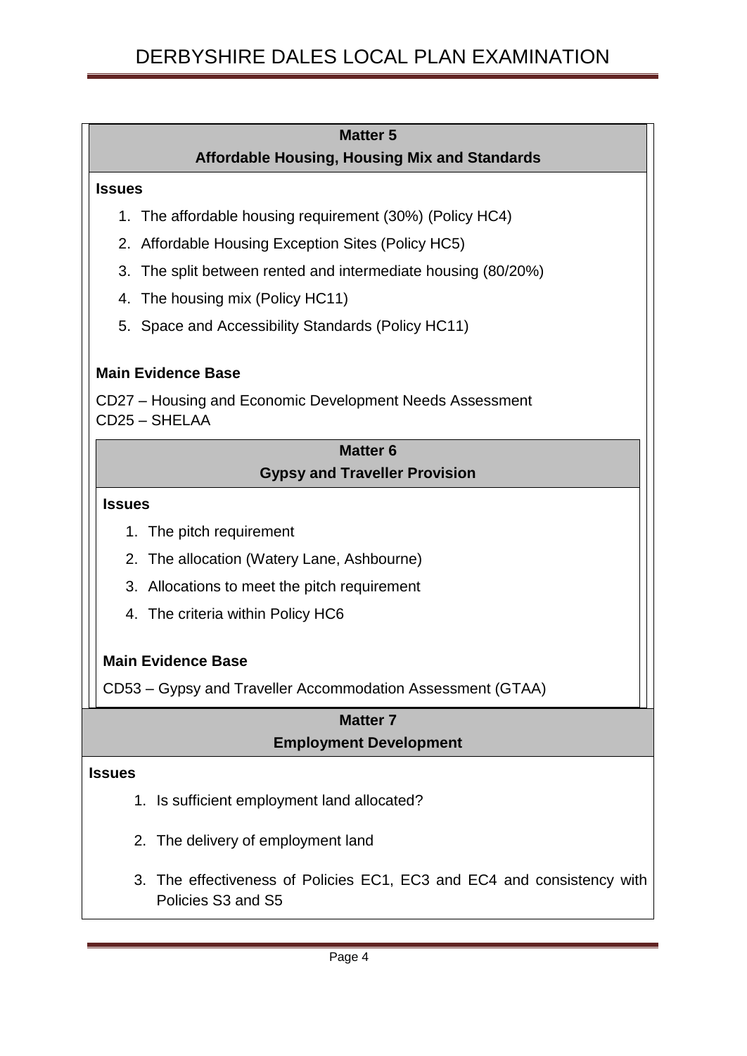## Matter 5
## Affordable Housing, Housing Mix and Standards

**Issues**

1. The affordable housing requirement (30%) (Policy HC4)
2. Affordable Housing Exception Sites (Policy HC5)
3. The split between rented and intermediate housing (80/20%)
4. The housing mix (Policy HC11)
5. Space and Accessibility Standards (Policy HC11)

**Main Evidence Base**

CD27 – Housing and Economic Development Needs Assessment
CD25 – SHELAA

## Matter 6
## Gypsy and Traveller Provision

**Issues**

1. The pitch requirement
2. The allocation (Watery Lane, Ashbourne)
3. Allocations to meet the pitch requirement
4. The criteria within Policy HC6

**Main Evidence Base**

CD53 – Gypsy and Traveller Accommodation Assessment (GTAA)

## Matter 7
## Employment Development

**Issues**

1. Is sufficient employment land allocated?
2. The delivery of employment land
3. The effectiveness of Policies EC1, EC3 and EC4 and consistency with Policies S3 and S5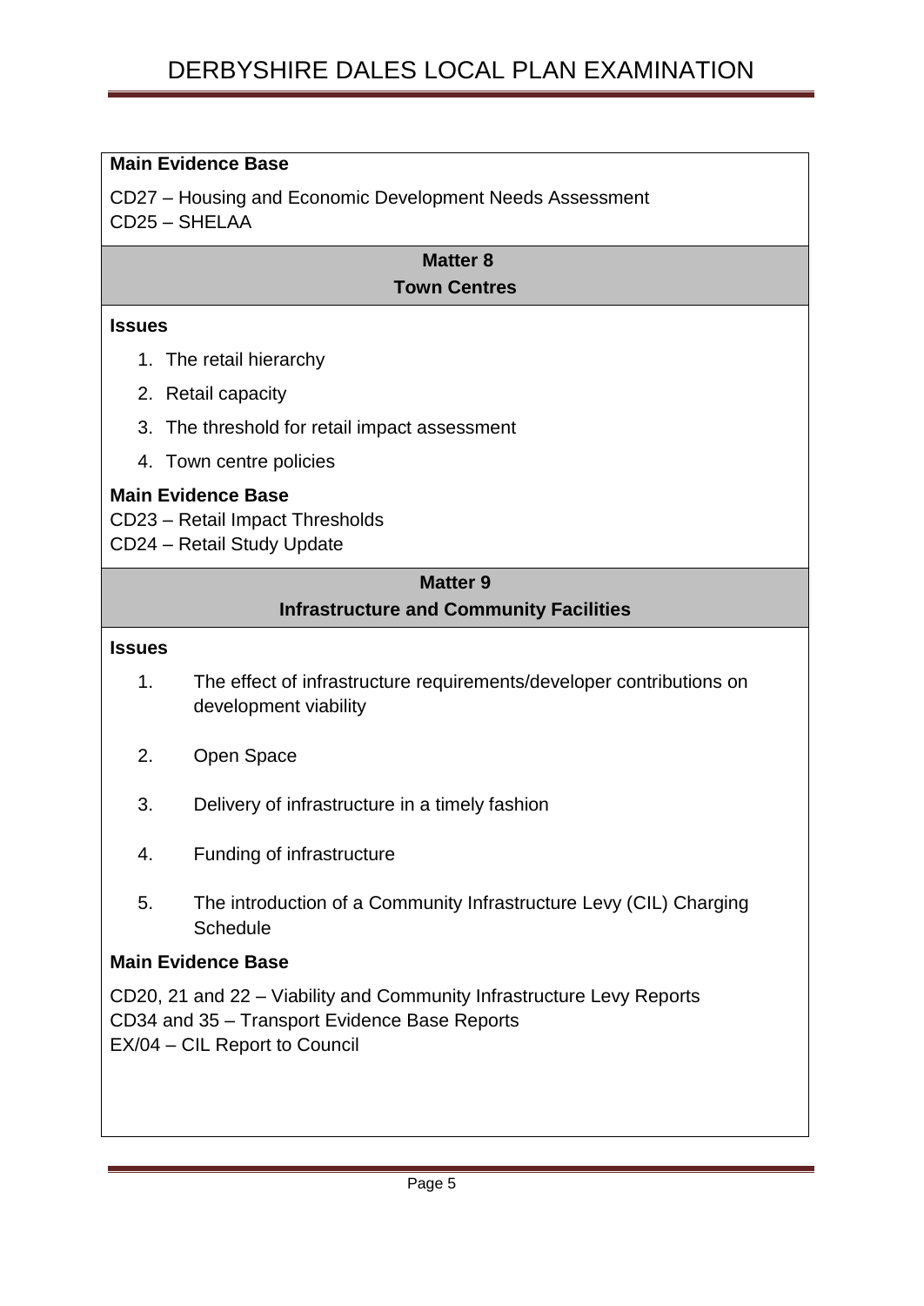**Main Evidence Base**

CD27 – Housing and Economic Development Needs Assessment
CD25 – SHELAA

## Matter 8
## Town Centres

**Issues**

1. The retail hierarchy
2. Retail capacity
3. The threshold for retail impact assessment
4. Town centre policies

**Main Evidence Base**

CD23 – Retail Impact Thresholds
CD24 – Retail Study Update

## Matter 9
## Infrastructure and Community Facilities

**Issues**

1. The effect of infrastructure requirements/developer contributions on development viability
2. Open Space
3. Delivery of infrastructure in a timely fashion
4. Funding of infrastructure
5. The introduction of a Community Infrastructure Levy (CIL) Charging Schedule

**Main Evidence Base**

CD20, 21 and 22 – Viability and Community Infrastructure Levy Reports
CD34 and 35 – Transport Evidence Base Reports
EX/04 – CIL Report to Council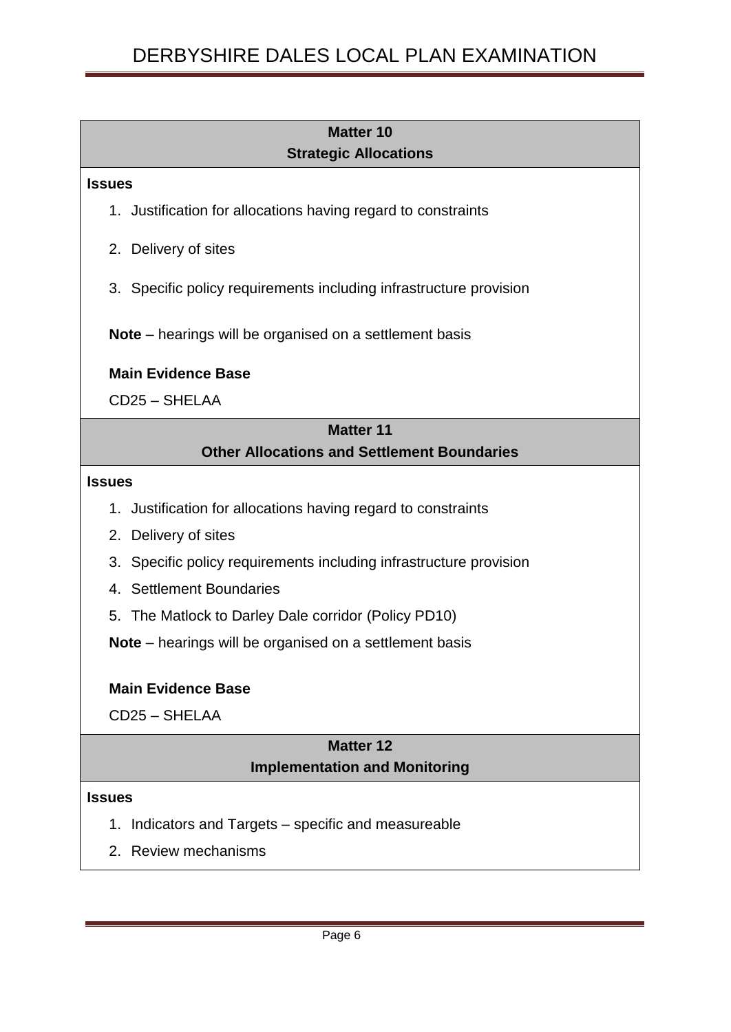## Matter 10
## Strategic Allocations

**Issues**

1. Justification for allocations having regard to constraints
2. Delivery of sites
3. Specific policy requirements including infrastructure provision

**Note** – hearings will be organised on a settlement basis

**Main Evidence Base**

CD25 – SHELAA

## Matter 11
## Other Allocations and Settlement Boundaries

**Issues**

1. Justification for allocations having regard to constraints
2. Delivery of sites
3. Specific policy requirements including infrastructure provision
4. Settlement Boundaries
5. The Matlock to Darley Dale corridor (Policy PD10)

**Note** – hearings will be organised on a settlement basis

**Main Evidence Base**

CD25 – SHELAA

## Matter 12
## Implementation and Monitoring

**Issues**

1. Indicators and Targets – specific and measureable
2. Review mechanisms